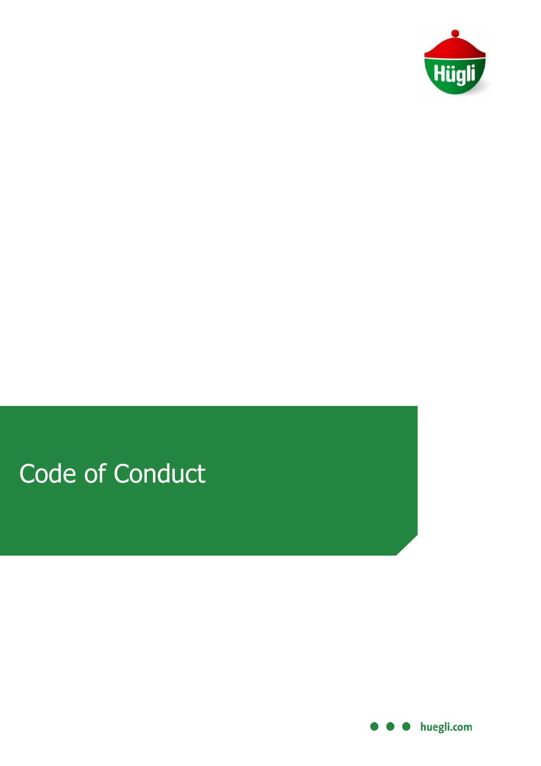Hügli

# Code of Conduct

huegli.com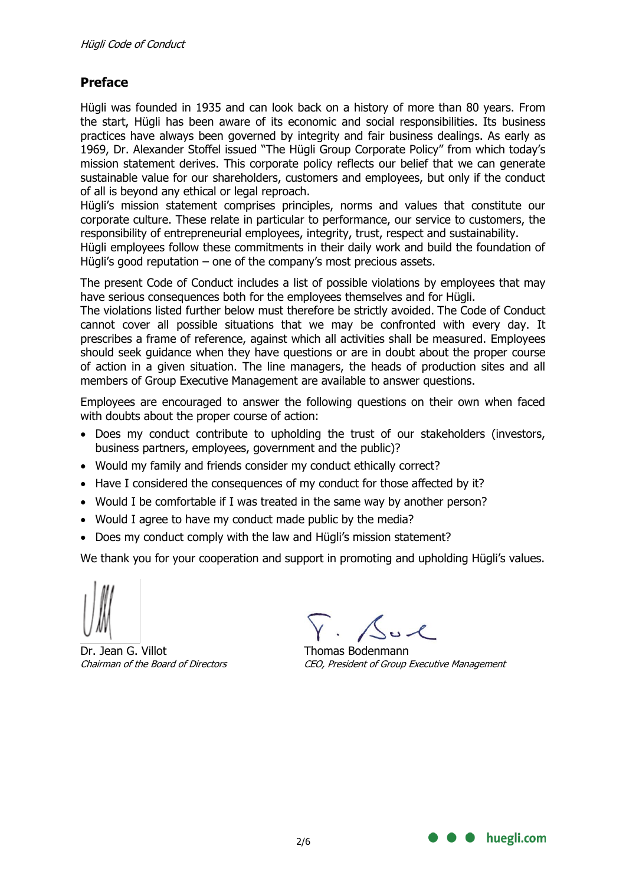## Preface

Hügli was founded in 1935 and can look back on a history of more than 80 years. From the start, Hügli has been aware of its economic and social responsibilities. Its business practices have always been governed by integrity and fair business dealings. As early as 1969, Dr. Alexander Stoffel issued "The Hügli Group Corporate Policy" from which today's mission statement derives. This corporate policy reflects our belief that we can generate sustainable value for our shareholders, customers and employees, but only if the conduct of all is beyond any ethical or legal reproach.
Hügli's mission statement comprises principles, norms and values that constitute our corporate culture. These relate in particular to performance, our service to customers, the responsibility of entrepreneurial employees, integrity, trust, respect and sustainability.
Hügli employees follow these commitments in their daily work and build the foundation of Hügli's good reputation – one of the company's most precious assets.

The present Code of Conduct includes a list of possible violations by employees that may have serious consequences both for the employees themselves and for Hügli.
The violations listed further below must therefore be strictly avoided. The Code of Conduct cannot cover all possible situations that we may be confronted with every day. It prescribes a frame of reference, against which all activities shall be measured. Employees should seek guidance when they have questions or are in doubt about the proper course of action in a given situation. The line managers, the heads of production sites and all members of Group Executive Management are available to answer questions.

Employees are encouraged to answer the following questions on their own when faced with doubts about the proper course of action:

- Does my conduct contribute to upholding the trust of our stakeholders (investors, business partners, employees, government and the public)?
- Would my family and friends consider my conduct ethically correct?
- Have I considered the consequences of my conduct for those affected by it?
- Would I be comfortable if I was treated in the same way by another person?
- Would I agree to have my conduct made public by the media?
- Does my conduct comply with the law and Hügli's mission statement?

We thank you for your cooperation and support in promoting and upholding Hügli's values.

Dr. Jean G. Villot
*Chairman of the Board of Directors*

Thomas Bodenmann
*CEO, President of Group Executive Management*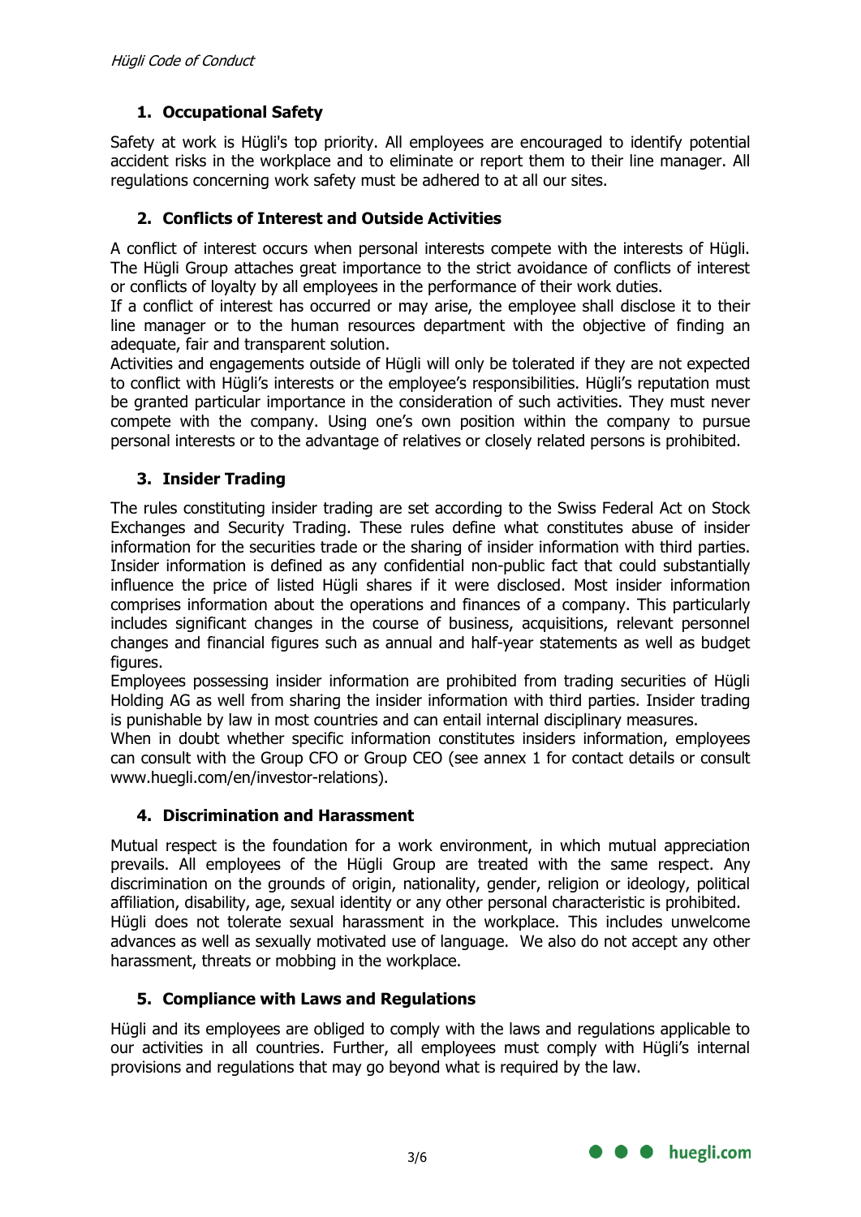## 1. Occupational Safety

Safety at work is Hügli's top priority. All employees are encouraged to identify potential accident risks in the workplace and to eliminate or report them to their line manager. All regulations concerning work safety must be adhered to at all our sites.

## 2. Conflicts of Interest and Outside Activities

A conflict of interest occurs when personal interests compete with the interests of Hügli. The Hügli Group attaches great importance to the strict avoidance of conflicts of interest or conflicts of loyalty by all employees in the performance of their work duties.

If a conflict of interest has occurred or may arise, the employee shall disclose it to their line manager or to the human resources department with the objective of finding an adequate, fair and transparent solution.

Activities and engagements outside of Hügli will only be tolerated if they are not expected to conflict with Hügli's interests or the employee's responsibilities. Hügli's reputation must be granted particular importance in the consideration of such activities. They must never compete with the company. Using one's own position within the company to pursue personal interests or to the advantage of relatives or closely related persons is prohibited.

## 3. Insider Trading

The rules constituting insider trading are set according to the Swiss Federal Act on Stock Exchanges and Security Trading. These rules define what constitutes abuse of insider information for the securities trade or the sharing of insider information with third parties. Insider information is defined as any confidential non-public fact that could substantially influence the price of listed Hügli shares if it were disclosed. Most insider information comprises information about the operations and finances of a company. This particularly includes significant changes in the course of business, acquisitions, relevant personnel changes and financial figures such as annual and half-year statements as well as budget figures.

Employees possessing insider information are prohibited from trading securities of Hügli Holding AG as well from sharing the insider information with third parties. Insider trading is punishable by law in most countries and can entail internal disciplinary measures.

When in doubt whether specific information constitutes insiders information, employees can consult with the Group CFO or Group CEO (see annex 1 for contact details or consult www.huegli.com/en/investor-relations).

## 4. Discrimination and Harassment

Mutual respect is the foundation for a work environment, in which mutual appreciation prevails. All employees of the Hügli Group are treated with the same respect. Any discrimination on the grounds of origin, nationality, gender, religion or ideology, political affiliation, disability, age, sexual identity or any other personal characteristic is prohibited.

Hügli does not tolerate sexual harassment in the workplace. This includes unwelcome advances as well as sexually motivated use of language. We also do not accept any other harassment, threats or mobbing in the workplace.

## 5. Compliance with Laws and Regulations

Hügli and its employees are obliged to comply with the laws and regulations applicable to our activities in all countries. Further, all employees must comply with Hügli's internal provisions and regulations that may go beyond what is required by the law.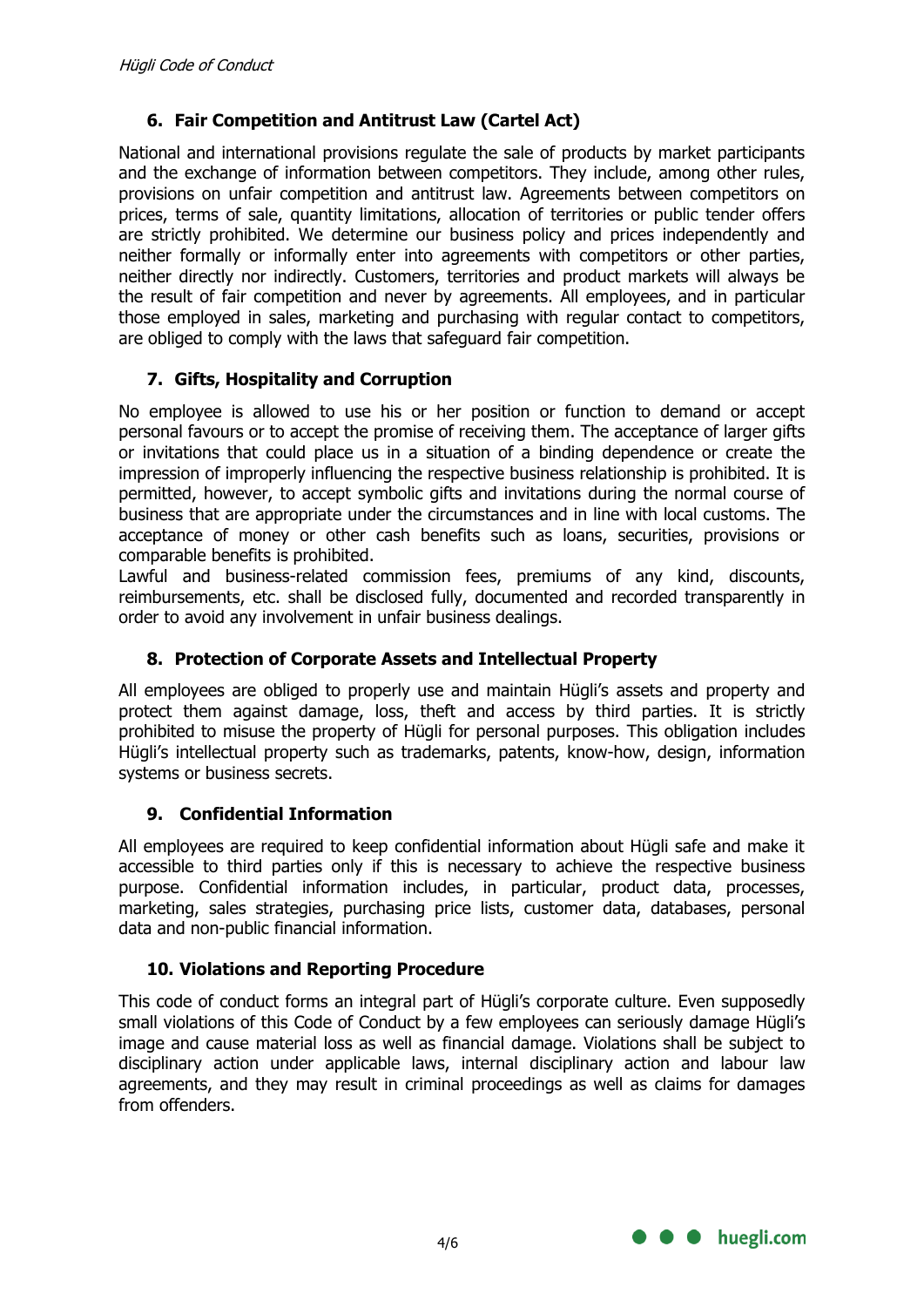## 6. Fair Competition and Antitrust Law (Cartel Act)

National and international provisions regulate the sale of products by market participants and the exchange of information between competitors. They include, among other rules, provisions on unfair competition and antitrust law. Agreements between competitors on prices, terms of sale, quantity limitations, allocation of territories or public tender offers are strictly prohibited. We determine our business policy and prices independently and neither formally or informally enter into agreements with competitors or other parties, neither directly nor indirectly. Customers, territories and product markets will always be the result of fair competition and never by agreements. All employees, and in particular those employed in sales, marketing and purchasing with regular contact to competitors, are obliged to comply with the laws that safeguard fair competition.

## 7. Gifts, Hospitality and Corruption

No employee is allowed to use his or her position or function to demand or accept personal favours or to accept the promise of receiving them. The acceptance of larger gifts or invitations that could place us in a situation of a binding dependence or create the impression of improperly influencing the respective business relationship is prohibited. It is permitted, however, to accept symbolic gifts and invitations during the normal course of business that are appropriate under the circumstances and in line with local customs. The acceptance of money or other cash benefits such as loans, securities, provisions or comparable benefits is prohibited.

Lawful and business-related commission fees, premiums of any kind, discounts, reimbursements, etc. shall be disclosed fully, documented and recorded transparently in order to avoid any involvement in unfair business dealings.

## 8. Protection of Corporate Assets and Intellectual Property

All employees are obliged to properly use and maintain Hügli's assets and property and protect them against damage, loss, theft and access by third parties. It is strictly prohibited to misuse the property of Hügli for personal purposes. This obligation includes Hügli's intellectual property such as trademarks, patents, know-how, design, information systems or business secrets.

## 9. Confidential Information

All employees are required to keep confidential information about Hügli safe and make it accessible to third parties only if this is necessary to achieve the respective business purpose. Confidential information includes, in particular, product data, processes, marketing, sales strategies, purchasing price lists, customer data, databases, personal data and non-public financial information.

## 10. Violations and Reporting Procedure

This code of conduct forms an integral part of Hügli's corporate culture. Even supposedly small violations of this Code of Conduct by a few employees can seriously damage Hügli's image and cause material loss as well as financial damage. Violations shall be subject to disciplinary action under applicable laws, internal disciplinary action and labour law agreements, and they may result in criminal proceedings as well as claims for damages from offenders.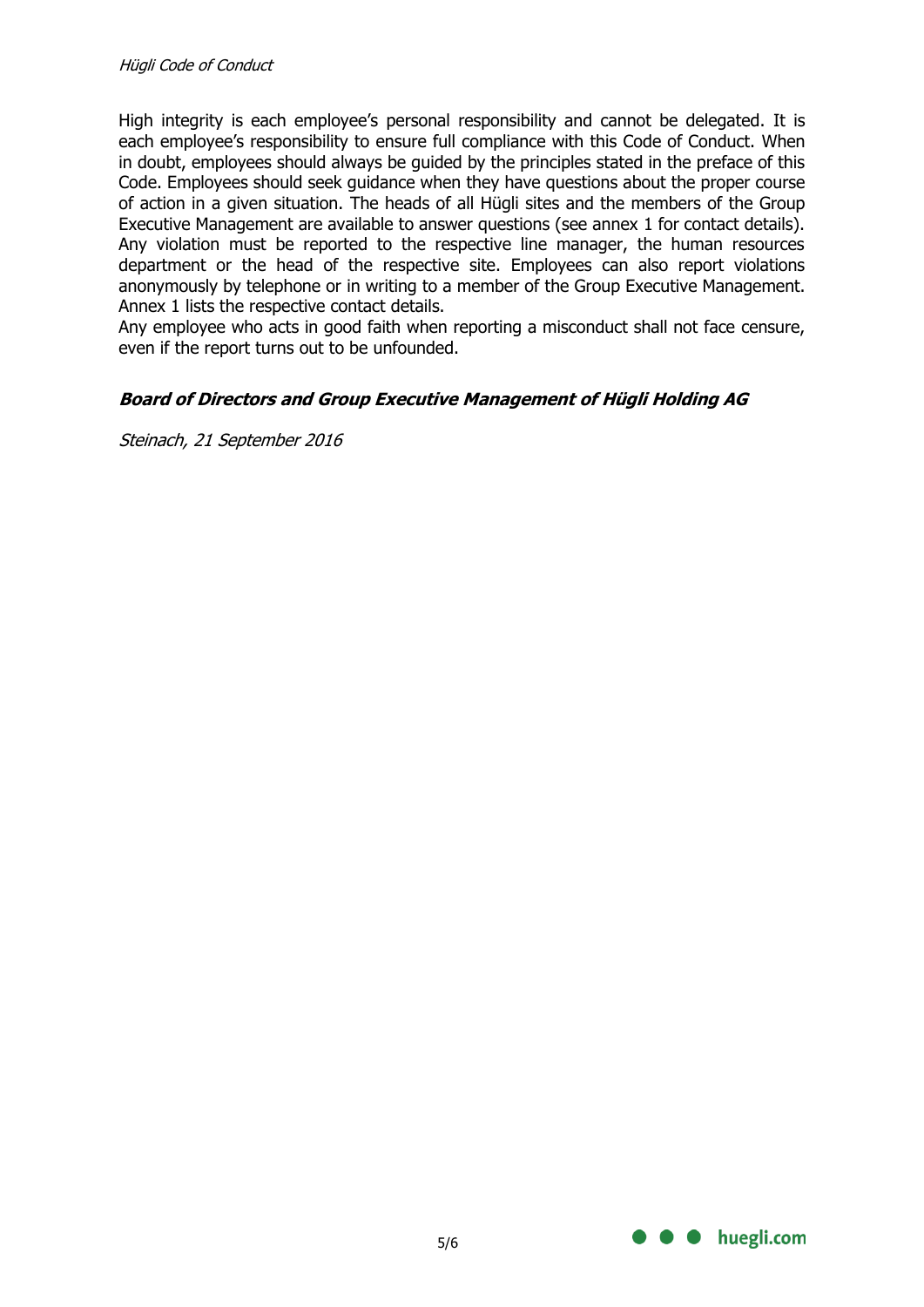High integrity is each employee's personal responsibility and cannot be delegated. It is each employee's responsibility to ensure full compliance with this Code of Conduct. When in doubt, employees should always be guided by the principles stated in the preface of this Code. Employees should seek guidance when they have questions about the proper course of action in a given situation. The heads of all Hügli sites and the members of the Group Executive Management are available to answer questions (see annex 1 for contact details). Any violation must be reported to the respective line manager, the human resources department or the head of the respective site. Employees can also report violations anonymously by telephone or in writing to a member of the Group Executive Management. Annex 1 lists the respective contact details.

Any employee who acts in good faith when reporting a misconduct shall not face censure, even if the report turns out to be unfounded.

***Board of Directors and Group Executive Management of Hügli Holding AG***

*Steinach, 21 September 2016*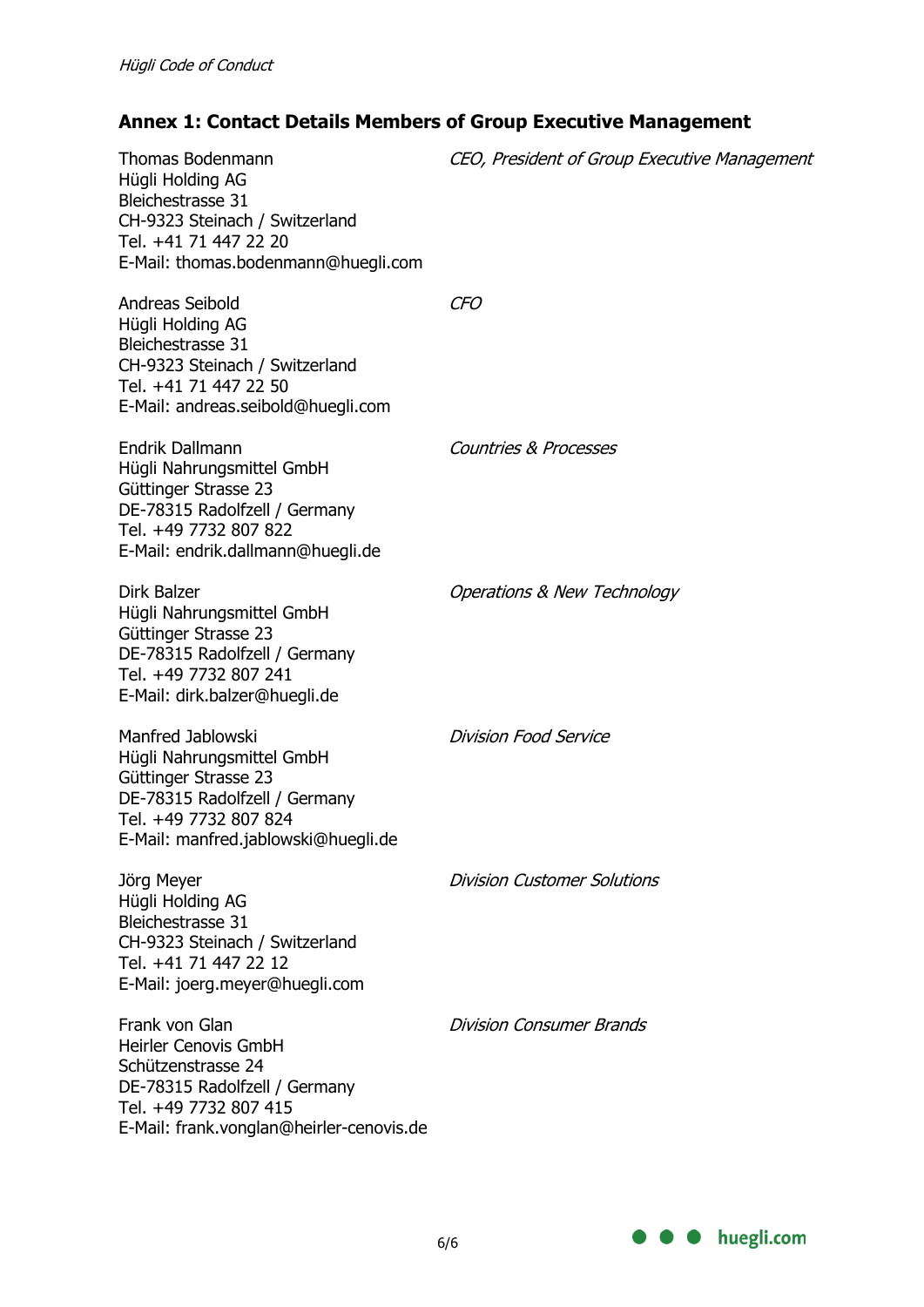## Annex 1: Contact Details Members of Group Executive Management

Thomas Bodenmann — *CEO, President of Group Executive Management*
Hügli Holding AG
Bleichestrasse 31
CH-9323 Steinach / Switzerland
Tel. +41 71 447 22 20
E-Mail: thomas.bodenmann@huegli.com

Andreas Seibold — *CFO*
Hügli Holding AG
Bleichestrasse 31
CH-9323 Steinach / Switzerland
Tel. +41 71 447 22 50
E-Mail: andreas.seibold@huegli.com

Endrik Dallmann — *Countries & Processes*
Hügli Nahrungsmittel GmbH
Güttinger Strasse 23
DE-78315 Radolfzell / Germany
Tel. +49 7732 807 822
E-Mail: endrik.dallmann@huegli.de

Dirk Balzer — *Operations & New Technology*
Hügli Nahrungsmittel GmbH
Güttinger Strasse 23
DE-78315 Radolfzell / Germany
Tel. +49 7732 807 241
E-Mail: dirk.balzer@huegli.de

Manfred Jablowski — *Division Food Service*
Hügli Nahrungsmittel GmbH
Güttinger Strasse 23
DE-78315 Radolfzell / Germany
Tel. +49 7732 807 824
E-Mail: manfred.jablowski@huegli.de

Jörg Meyer — *Division Customer Solutions*
Hügli Holding AG
Bleichestrasse 31
CH-9323 Steinach / Switzerland
Tel. +41 71 447 22 12
E-Mail: joerg.meyer@huegli.com

Frank von Glan — *Division Consumer Brands*
Heirler Cenovis GmbH
Schützenstrasse 24
DE-78315 Radolfzell / Germany
Tel. +49 7732 807 415
E-Mail: frank.vonglan@heirler-cenovis.de